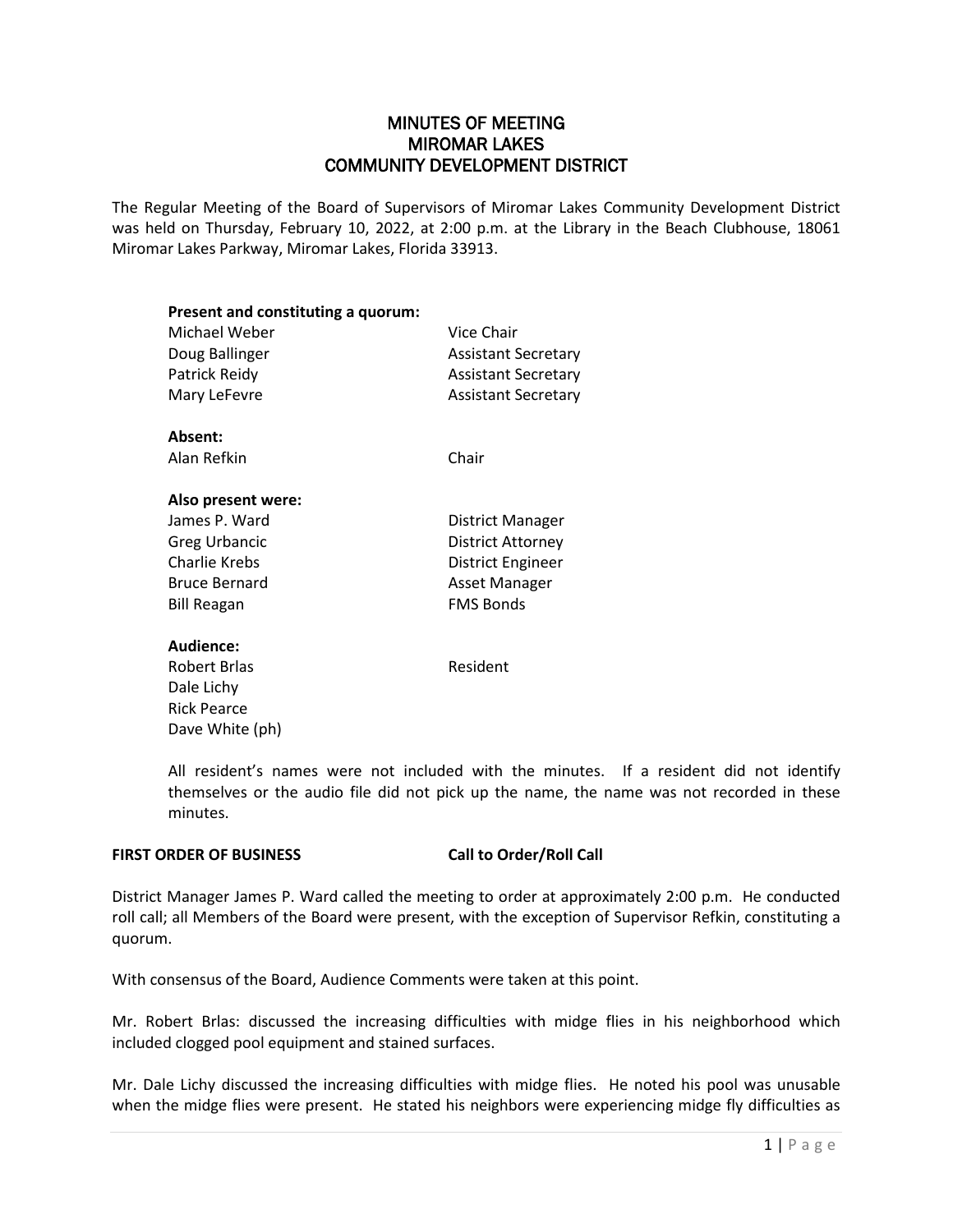# MINUTES OF MEETING
# MIROMAR LAKES
# COMMUNITY DEVELOPMENT DISTRICT

The Regular Meeting of the Board of Supervisors of Miromar Lakes Community Development District was held on Thursday, February 10, 2022, at 2:00 p.m. at the Library in the Beach Clubhouse, 18061 Miromar Lakes Parkway, Miromar Lakes, Florida 33913.

**Present and constituting a quorum:**

| | |
|---|---|
| Michael Weber | Vice Chair |
| Doug Ballinger | Assistant Secretary |
| Patrick Reidy | Assistant Secretary |
| Mary LeFevre | Assistant Secretary |

**Absent:**

| | |
|---|---|
| Alan Refkin | Chair |

**Also present were:**

| | |
|---|---|
| James P. Ward | District Manager |
| Greg Urbancic | District Attorney |
| Charlie Krebs | District Engineer |
| Bruce Bernard | Asset Manager |
| Bill Reagan | FMS Bonds |

**Audience:**

| | |
|---|---|
| Robert Brlas | Resident |
| Dale Lichy | |
| Rick Pearce | |
| Dave White (ph) | |

All resident's names were not included with the minutes. If a resident did not identify themselves or the audio file did not pick up the name, the name was not recorded in these minutes.

**FIRST ORDER OF BUSINESS — Call to Order/Roll Call**

District Manager James P. Ward called the meeting to order at approximately 2:00 p.m. He conducted roll call; all Members of the Board were present, with the exception of Supervisor Refkin, constituting a quorum.

With consensus of the Board, Audience Comments were taken at this point.

Mr. Robert Brlas: discussed the increasing difficulties with midge flies in his neighborhood which included clogged pool equipment and stained surfaces.

Mr. Dale Lichy discussed the increasing difficulties with midge flies. He noted his pool was unusable when the midge flies were present. He stated his neighbors were experiencing midge fly difficulties as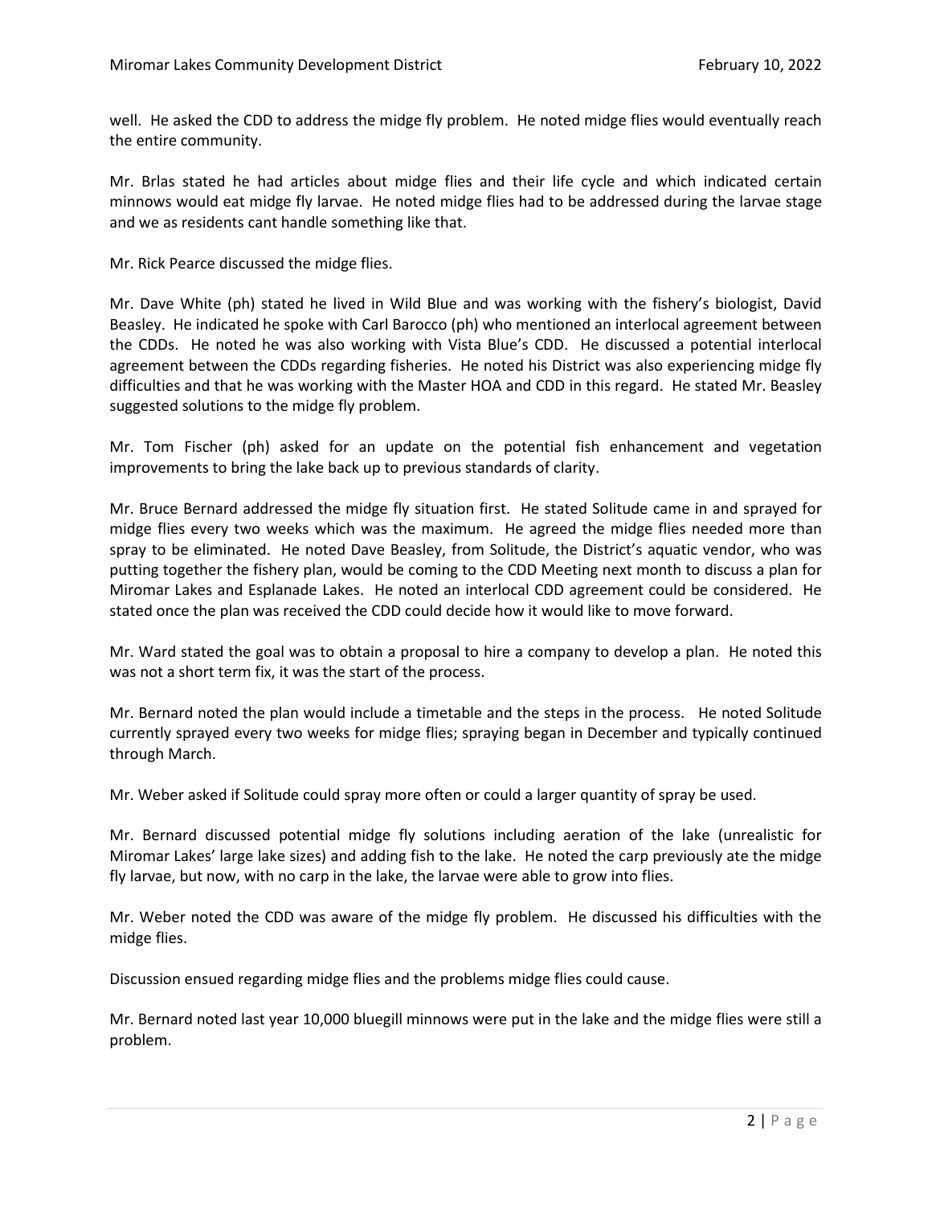well. He asked the CDD to address the midge fly problem. He noted midge flies would eventually reach the entire community.

Mr. Brlas stated he had articles about midge flies and their life cycle and which indicated certain minnows would eat midge fly larvae. He noted midge flies had to be addressed during the larvae stage and we as residents cant handle something like that.

Mr. Rick Pearce discussed the midge flies.

Mr. Dave White (ph) stated he lived in Wild Blue and was working with the fishery's biologist, David Beasley. He indicated he spoke with Carl Barocco (ph) who mentioned an interlocal agreement between the CDDs. He noted he was also working with Vista Blue's CDD. He discussed a potential interlocal agreement between the CDDs regarding fisheries. He noted his District was also experiencing midge fly difficulties and that he was working with the Master HOA and CDD in this regard. He stated Mr. Beasley suggested solutions to the midge fly problem.

Mr. Tom Fischer (ph) asked for an update on the potential fish enhancement and vegetation improvements to bring the lake back up to previous standards of clarity.

Mr. Bruce Bernard addressed the midge fly situation first. He stated Solitude came in and sprayed for midge flies every two weeks which was the maximum. He agreed the midge flies needed more than spray to be eliminated. He noted Dave Beasley, from Solitude, the District's aquatic vendor, who was putting together the fishery plan, would be coming to the CDD Meeting next month to discuss a plan for Miromar Lakes and Esplanade Lakes. He noted an interlocal CDD agreement could be considered. He stated once the plan was received the CDD could decide how it would like to move forward.

Mr. Ward stated the goal was to obtain a proposal to hire a company to develop a plan. He noted this was not a short term fix, it was the start of the process.

Mr. Bernard noted the plan would include a timetable and the steps in the process. He noted Solitude currently sprayed every two weeks for midge flies; spraying began in December and typically continued through March.

Mr. Weber asked if Solitude could spray more often or could a larger quantity of spray be used.

Mr. Bernard discussed potential midge fly solutions including aeration of the lake (unrealistic for Miromar Lakes' large lake sizes) and adding fish to the lake. He noted the carp previously ate the midge fly larvae, but now, with no carp in the lake, the larvae were able to grow into flies.

Mr. Weber noted the CDD was aware of the midge fly problem. He discussed his difficulties with the midge flies.

Discussion ensued regarding midge flies and the problems midge flies could cause.

Mr. Bernard noted last year 10,000 bluegill minnows were put in the lake and the midge flies were still a problem.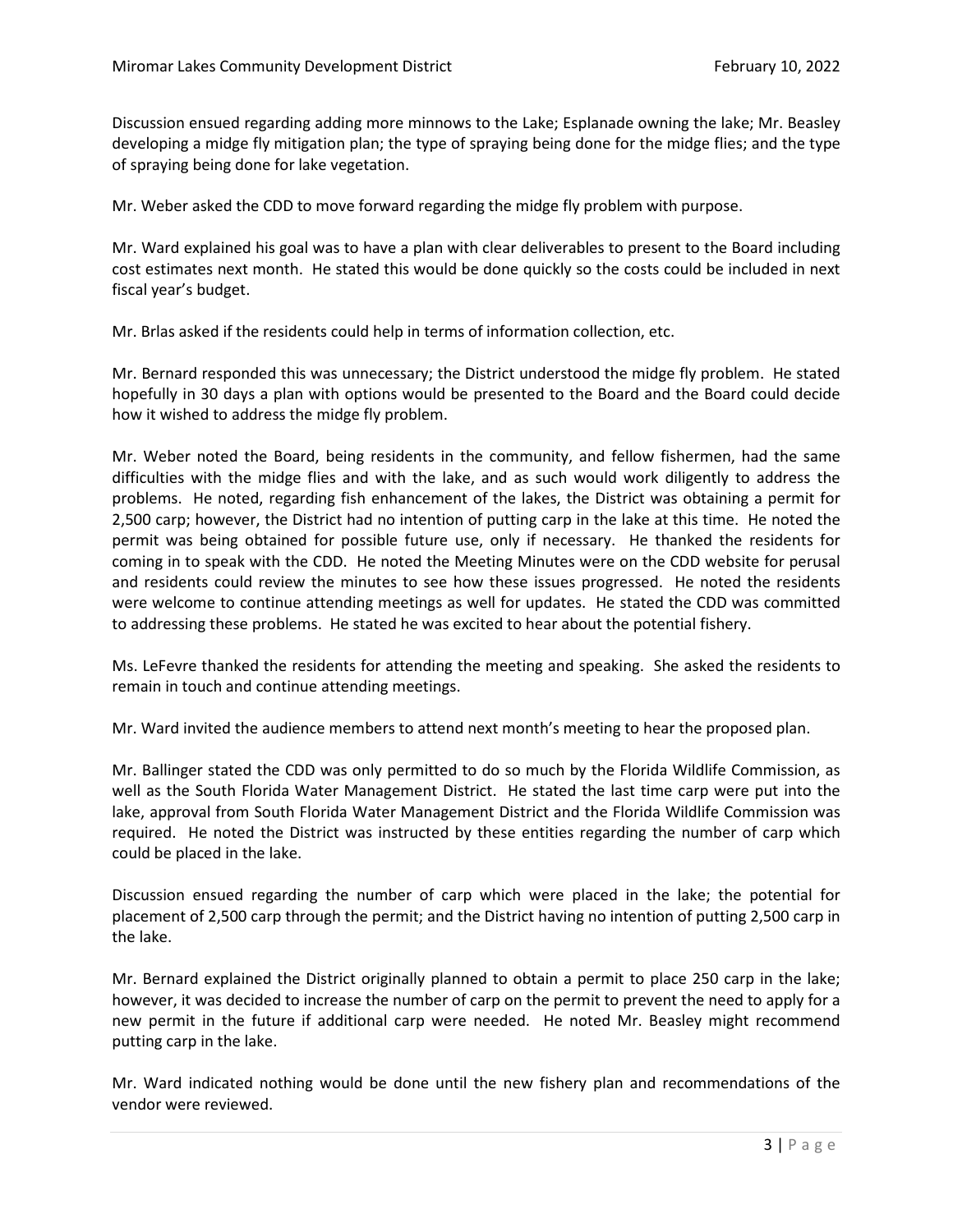Discussion ensued regarding adding more minnows to the Lake; Esplanade owning the lake; Mr. Beasley developing a midge fly mitigation plan; the type of spraying being done for the midge flies; and the type of spraying being done for lake vegetation.

Mr. Weber asked the CDD to move forward regarding the midge fly problem with purpose.

Mr. Ward explained his goal was to have a plan with clear deliverables to present to the Board including cost estimates next month. He stated this would be done quickly so the costs could be included in next fiscal year's budget.

Mr. Brlas asked if the residents could help in terms of information collection, etc.

Mr. Bernard responded this was unnecessary; the District understood the midge fly problem. He stated hopefully in 30 days a plan with options would be presented to the Board and the Board could decide how it wished to address the midge fly problem.

Mr. Weber noted the Board, being residents in the community, and fellow fishermen, had the same difficulties with the midge flies and with the lake, and as such would work diligently to address the problems. He noted, regarding fish enhancement of the lakes, the District was obtaining a permit for 2,500 carp; however, the District had no intention of putting carp in the lake at this time. He noted the permit was being obtained for possible future use, only if necessary. He thanked the residents for coming in to speak with the CDD. He noted the Meeting Minutes were on the CDD website for perusal and residents could review the minutes to see how these issues progressed. He noted the residents were welcome to continue attending meetings as well for updates. He stated the CDD was committed to addressing these problems. He stated he was excited to hear about the potential fishery.

Ms. LeFevre thanked the residents for attending the meeting and speaking. She asked the residents to remain in touch and continue attending meetings.

Mr. Ward invited the audience members to attend next month's meeting to hear the proposed plan.

Mr. Ballinger stated the CDD was only permitted to do so much by the Florida Wildlife Commission, as well as the South Florida Water Management District. He stated the last time carp were put into the lake, approval from South Florida Water Management District and the Florida Wildlife Commission was required. He noted the District was instructed by these entities regarding the number of carp which could be placed in the lake.

Discussion ensued regarding the number of carp which were placed in the lake; the potential for placement of 2,500 carp through the permit; and the District having no intention of putting 2,500 carp in the lake.

Mr. Bernard explained the District originally planned to obtain a permit to place 250 carp in the lake; however, it was decided to increase the number of carp on the permit to prevent the need to apply for a new permit in the future if additional carp were needed. He noted Mr. Beasley might recommend putting carp in the lake.

Mr. Ward indicated nothing would be done until the new fishery plan and recommendations of the vendor were reviewed.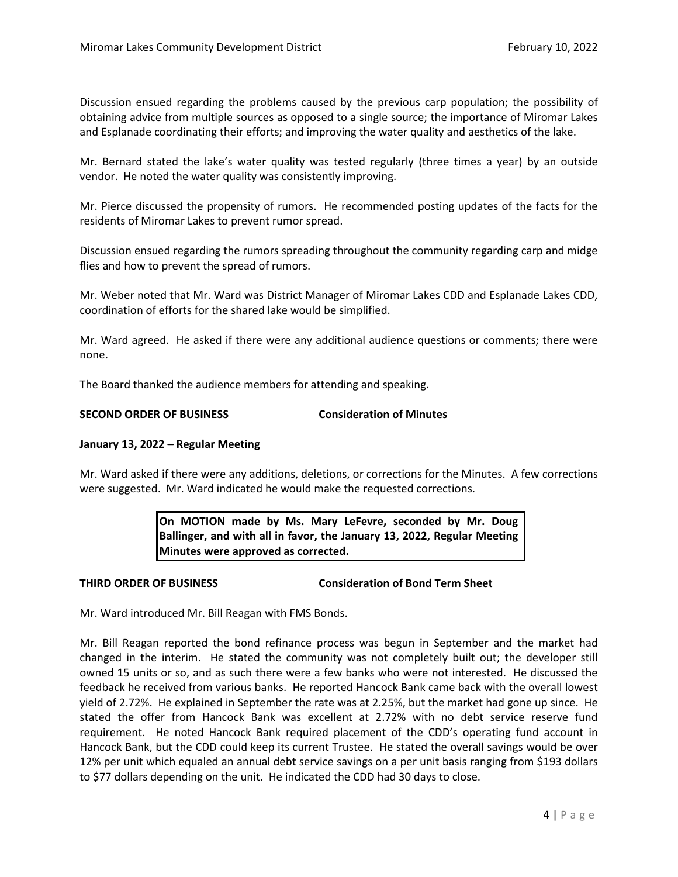Discussion ensued regarding the problems caused by the previous carp population; the possibility of obtaining advice from multiple sources as opposed to a single source; the importance of Miromar Lakes and Esplanade coordinating their efforts; and improving the water quality and aesthetics of the lake.

Mr. Bernard stated the lake's water quality was tested regularly (three times a year) by an outside vendor. He noted the water quality was consistently improving.

Mr. Pierce discussed the propensity of rumors. He recommended posting updates of the facts for the residents of Miromar Lakes to prevent rumor spread.

Discussion ensued regarding the rumors spreading throughout the community regarding carp and midge flies and how to prevent the spread of rumors.

Mr. Weber noted that Mr. Ward was District Manager of Miromar Lakes CDD and Esplanade Lakes CDD, coordination of efforts for the shared lake would be simplified.

Mr. Ward agreed. He asked if there were any additional audience questions or comments; there were none.

The Board thanked the audience members for attending and speaking.

**SECOND ORDER OF BUSINESS** **Consideration of Minutes**

**January 13, 2022 – Regular Meeting**

Mr. Ward asked if there were any additions, deletions, or corrections for the Minutes. A few corrections were suggested. Mr. Ward indicated he would make the requested corrections.

> **On MOTION made by Ms. Mary LeFevre, seconded by Mr. Doug Ballinger, and with all in favor, the January 13, 2022, Regular Meeting Minutes were approved as corrected.**

**THIRD ORDER OF BUSINESS** **Consideration of Bond Term Sheet**

Mr. Ward introduced Mr. Bill Reagan with FMS Bonds.

Mr. Bill Reagan reported the bond refinance process was begun in September and the market had changed in the interim. He stated the community was not completely built out; the developer still owned 15 units or so, and as such there were a few banks who were not interested. He discussed the feedback he received from various banks. He reported Hancock Bank came back with the overall lowest yield of 2.72%. He explained in September the rate was at 2.25%, but the market had gone up since. He stated the offer from Hancock Bank was excellent at 2.72% with no debt service reserve fund requirement. He noted Hancock Bank required placement of the CDD's operating fund account in Hancock Bank, but the CDD could keep its current Trustee. He stated the overall savings would be over 12% per unit which equaled an annual debt service savings on a per unit basis ranging from $193 dollars to $77 dollars depending on the unit. He indicated the CDD had 30 days to close.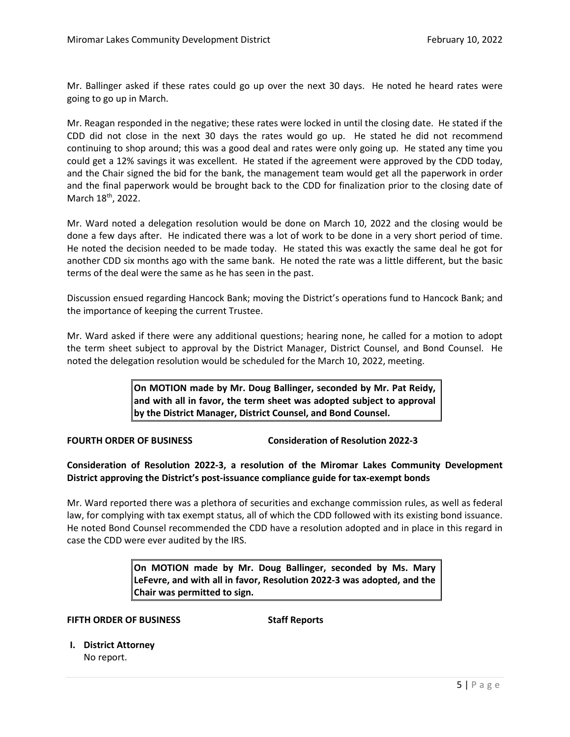Mr. Ballinger asked if these rates could go up over the next 30 days. He noted he heard rates were going to go up in March.

Mr. Reagan responded in the negative; these rates were locked in until the closing date. He stated if the CDD did not close in the next 30 days the rates would go up. He stated he did not recommend continuing to shop around; this was a good deal and rates were only going up. He stated any time you could get a 12% savings it was excellent. He stated if the agreement were approved by the CDD today, and the Chair signed the bid for the bank, the management team would get all the paperwork in order and the final paperwork would be brought back to the CDD for finalization prior to the closing date of March 18th, 2022.

Mr. Ward noted a delegation resolution would be done on March 10, 2022 and the closing would be done a few days after. He indicated there was a lot of work to be done in a very short period of time. He noted the decision needed to be made today. He stated this was exactly the same deal he got for another CDD six months ago with the same bank. He noted the rate was a little different, but the basic terms of the deal were the same as he has seen in the past.

Discussion ensued regarding Hancock Bank; moving the District's operations fund to Hancock Bank; and the importance of keeping the current Trustee.

Mr. Ward asked if there were any additional questions; hearing none, he called for a motion to adopt the term sheet subject to approval by the District Manager, District Counsel, and Bond Counsel. He noted the delegation resolution would be scheduled for the March 10, 2022, meeting.

> **On MOTION made by Mr. Doug Ballinger, seconded by Mr. Pat Reidy, and with all in favor, the term sheet was adopted subject to approval by the District Manager, District Counsel, and Bond Counsel.**

**FOURTH ORDER OF BUSINESS** **Consideration of Resolution 2022-3**

**Consideration of Resolution 2022-3, a resolution of the Miromar Lakes Community Development District approving the District's post-issuance compliance guide for tax-exempt bonds**

Mr. Ward reported there was a plethora of securities and exchange commission rules, as well as federal law, for complying with tax exempt status, all of which the CDD followed with its existing bond issuance. He noted Bond Counsel recommended the CDD have a resolution adopted and in place in this regard in case the CDD were ever audited by the IRS.

> **On MOTION made by Mr. Doug Ballinger, seconded by Ms. Mary LeFevre, and with all in favor, Resolution 2022-3 was adopted, and the Chair was permitted to sign.**

**FIFTH ORDER OF BUSINESS** **Staff Reports**

**I. District Attorney**

No report.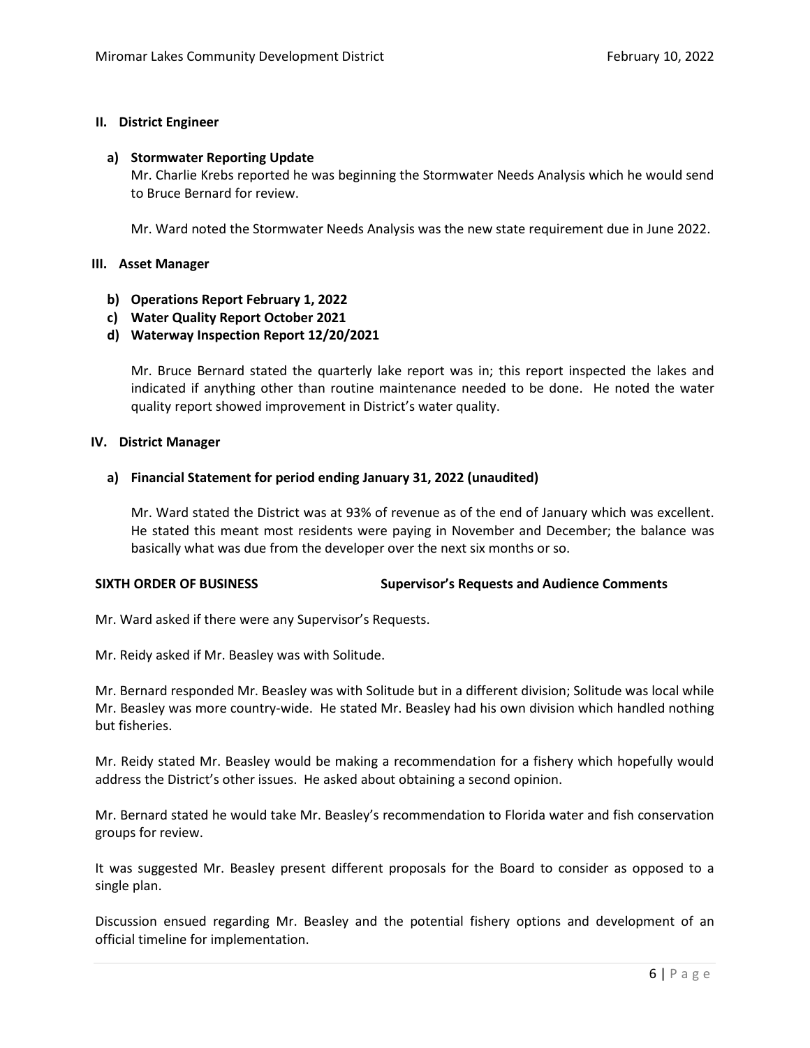**II. District Engineer**

**a) Stormwater Reporting Update**

Mr. Charlie Krebs reported he was beginning the Stormwater Needs Analysis which he would send to Bruce Bernard for review.

Mr. Ward noted the Stormwater Needs Analysis was the new state requirement due in June 2022.

**III. Asset Manager**

**b) Operations Report February 1, 2022**

**c) Water Quality Report October 2021**

**d) Waterway Inspection Report 12/20/2021**

Mr. Bruce Bernard stated the quarterly lake report was in; this report inspected the lakes and indicated if anything other than routine maintenance needed to be done. He noted the water quality report showed improvement in District's water quality.

**IV. District Manager**

**a) Financial Statement for period ending January 31, 2022 (unaudited)**

Mr. Ward stated the District was at 93% of revenue as of the end of January which was excellent. He stated this meant most residents were paying in November and December; the balance was basically what was due from the developer over the next six months or so.

**SIXTH ORDER OF BUSINESS** **Supervisor's Requests and Audience Comments**

Mr. Ward asked if there were any Supervisor's Requests.

Mr. Reidy asked if Mr. Beasley was with Solitude.

Mr. Bernard responded Mr. Beasley was with Solitude but in a different division; Solitude was local while Mr. Beasley was more country-wide. He stated Mr. Beasley had his own division which handled nothing but fisheries.

Mr. Reidy stated Mr. Beasley would be making a recommendation for a fishery which hopefully would address the District's other issues. He asked about obtaining a second opinion.

Mr. Bernard stated he would take Mr. Beasley's recommendation to Florida water and fish conservation groups for review.

It was suggested Mr. Beasley present different proposals for the Board to consider as opposed to a single plan.

Discussion ensued regarding Mr. Beasley and the potential fishery options and development of an official timeline for implementation.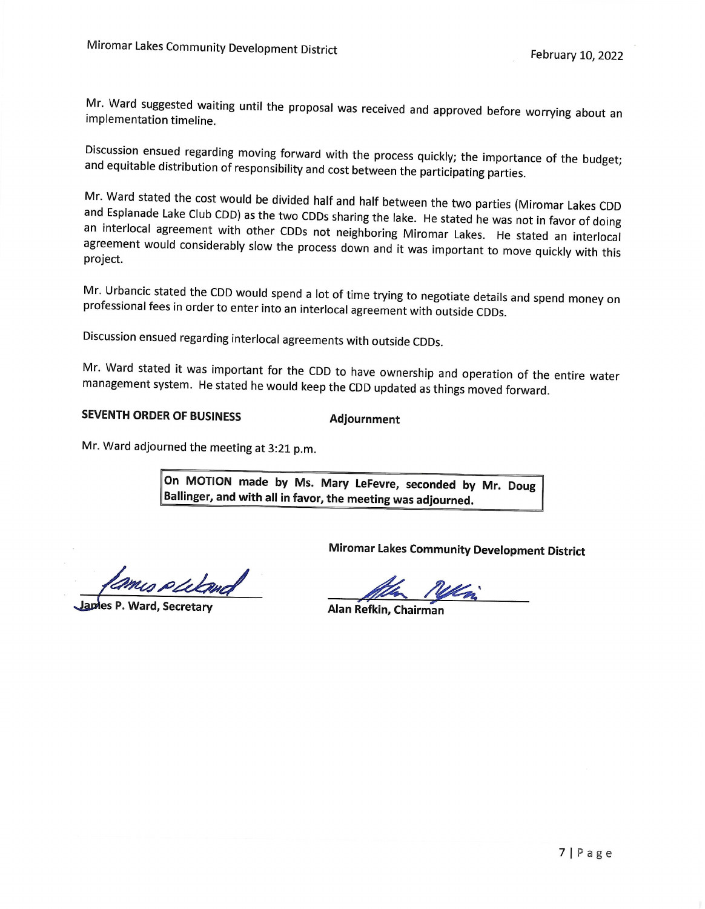Mr. Ward suggested waiting until the proposal was received and approved before worrying about an implementation timeline.

Discussion ensued regarding moving forward with the process quickly; the importance of the budget; and equitable distribution of responsibility and cost between the participating parties.

Mr. Ward stated the cost would be divided half and half between the two parties (Miromar Lakes CDD and Esplanade Lake Club CDD) as the two CDDs sharing the lake. He stated he was not in favor of doing an interlocal agreement with other CDDs not neighboring Miromar Lakes. He stated an interlocal agreement would considerably slow the process down and it was important to move quickly with this project.

Mr. Urbancic stated the CDD would spend a lot of time trying to negotiate details and spend money on professional fees in order to enter into an interlocal agreement with outside CDDs.

Discussion ensued regarding interlocal agreements with outside CDDs.

Mr. Ward stated it was important for the CDD to have ownership and operation of the entire water management system. He stated he would keep the CDD updated as things moved forward.

**SEVENTH ORDER OF BUSINESS** **Adjournment**

Mr. Ward adjourned the meeting at 3:21 p.m.

**On MOTION made by Ms. Mary LeFevre, seconded by Mr. Doug Ballinger, and with all in favor, the meeting was adjourned.**

**Miromar Lakes Community Development District**

**James P. Ward, Secretary**

**Alan Refkin, Chairman**